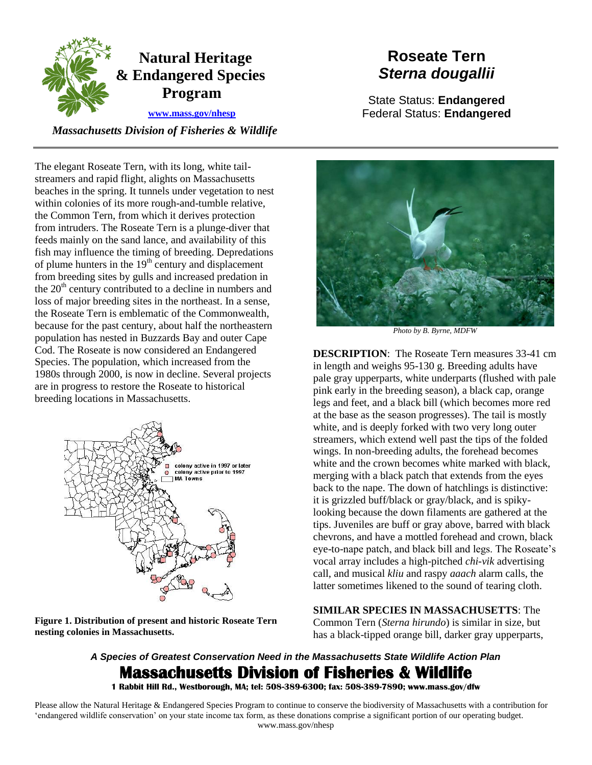# Natural Heritage & Endangered Species Program

www.mass.gov/nhesp

*Massachusetts Division of Fisheries & Wildlife*

# Roseate Tern
## *Sterna dougallii*

State Status: **Endangered**
Federal Status: **Endangered**

---

The elegant Roseate Tern, with its long, white tail-streamers and rapid flight, alights on Massachusetts beaches in the spring. It tunnels under vegetation to nest within colonies of its more rough-and-tumble relative, the Common Tern, from which it derives protection from intruders. The Roseate Tern is a plunge-diver that feeds mainly on the sand lance, and availability of this fish may influence the timing of breeding. Depredations of plume hunters in the 19th century and displacement from breeding sites by gulls and increased predation in the 20th century contributed to a decline in numbers and loss of major breeding sites in the northeast. In a sense, the Roseate Tern is emblematic of the Commonwealth, because for the past century, about half the northeastern population has nested in Buzzards Bay and outer Cape Cod. The Roseate is now considered an Endangered Species. The population, which increased from the 1980s through 2000, is now in decline. Several projects are in progress to restore the Roseate to historical breeding locations in Massachusetts.

**Figure 1. Distribution of present and historic Roseate Tern nesting colonies in Massachusetts.**

*Photo by B. Byrne, MDFW*

**DESCRIPTION**: The Roseate Tern measures 33-41 cm in length and weighs 95-130 g. Breeding adults have pale gray upperparts, white underparts (flushed with pale pink early in the breeding season), a black cap, orange legs and feet, and a black bill (which becomes more red at the base as the season progresses). The tail is mostly white, and is deeply forked with two very long outer streamers, which extend well past the tips of the folded wings. In non-breeding adults, the forehead becomes white and the crown becomes white marked with black, merging with a black patch that extends from the eyes back to the nape. The down of hatchlings is distinctive: it is grizzled buff/black or gray/black, and is spiky-looking because the down filaments are gathered at the tips. Juveniles are buff or gray above, barred with black chevrons, and have a mottled forehead and crown, black eye-to-nape patch, and black bill and legs. The Roseate's vocal array includes a high-pitched *chi-vik* advertising call, and musical *kliu* and raspy *aaach* alarm calls, the latter sometimes likened to the sound of tearing cloth.

**SIMILAR SPECIES IN MASSACHUSETTS**: The Common Tern (*Sterna hirundo*) is similar in size, but has a black-tipped orange bill, darker gray upperparts,

*A Species of Greatest Conservation Need in the Massachusetts State Wildlife Action Plan*

**Massachusetts Division of Fisheries & Wildlife**

**1 Rabbit Hill Rd., Westborough, MA; tel: 508-389-6300; fax: 508-389-7890; www.mass.gov/dfw**

Please allow the Natural Heritage & Endangered Species Program to continue to conserve the biodiversity of Massachusetts with a contribution for 'endangered wildlife conservation' on your state income tax form, as these donations comprise a significant portion of our operating budget. www.mass.gov/nhesp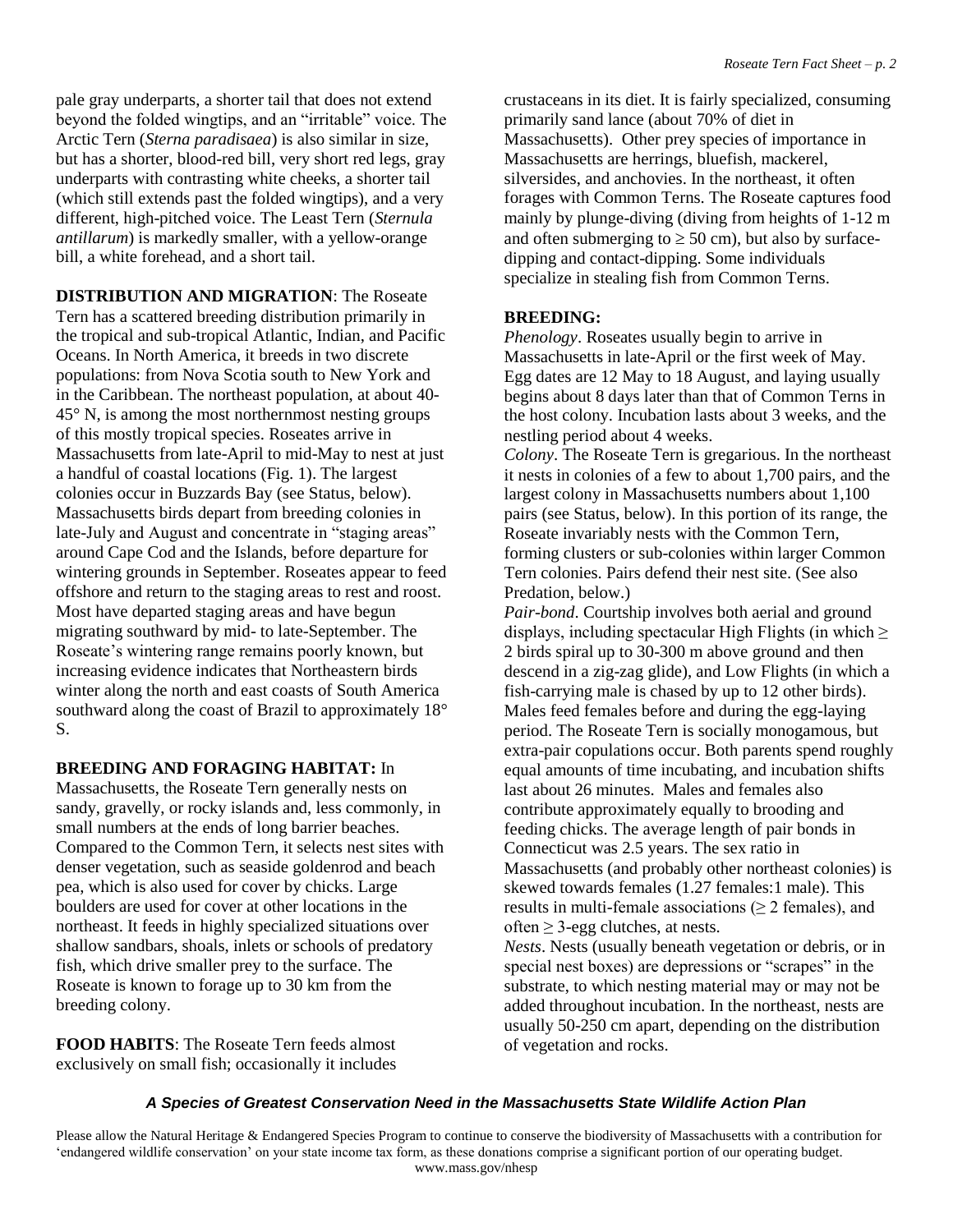pale gray underparts, a shorter tail that does not extend beyond the folded wingtips, and an "irritable" voice. The Arctic Tern (*Sterna paradisaea*) is also similar in size, but has a shorter, blood-red bill, very short red legs, gray underparts with contrasting white cheeks, a shorter tail (which still extends past the folded wingtips), and a very different, high-pitched voice. The Least Tern (*Sternula antillarum*) is markedly smaller, with a yellow-orange bill, a white forehead, and a short tail.

**DISTRIBUTION AND MIGRATION**: The Roseate Tern has a scattered breeding distribution primarily in the tropical and sub-tropical Atlantic, Indian, and Pacific Oceans. In North America, it breeds in two discrete populations: from Nova Scotia south to New York and in the Caribbean. The northeast population, at about 40-45° N, is among the most northernmost nesting groups of this mostly tropical species. Roseates arrive in Massachusetts from late-April to mid-May to nest at just a handful of coastal locations (Fig. 1). The largest colonies occur in Buzzards Bay (see Status, below). Massachusetts birds depart from breeding colonies in late-July and August and concentrate in "staging areas" around Cape Cod and the Islands, before departure for wintering grounds in September. Roseates appear to feed offshore and return to the staging areas to rest and roost. Most have departed staging areas and have begun migrating southward by mid- to late-September. The Roseate's wintering range remains poorly known, but increasing evidence indicates that Northeastern birds winter along the north and east coasts of South America southward along the coast of Brazil to approximately 18° S.

**BREEDING AND FORAGING HABITAT:** In Massachusetts, the Roseate Tern generally nests on sandy, gravelly, or rocky islands and, less commonly, in small numbers at the ends of long barrier beaches. Compared to the Common Tern, it selects nest sites with denser vegetation, such as seaside goldenrod and beach pea, which is also used for cover by chicks. Large boulders are used for cover at other locations in the northeast. It feeds in highly specialized situations over shallow sandbars, shoals, inlets or schools of predatory fish, which drive smaller prey to the surface. The Roseate is known to forage up to 30 km from the breeding colony.

**FOOD HABITS**: The Roseate Tern feeds almost exclusively on small fish; occasionally it includes crustaceans in its diet. It is fairly specialized, consuming primarily sand lance (about 70% of diet in Massachusetts). Other prey species of importance in Massachusetts are herrings, bluefish, mackerel, silversides, and anchovies. In the northeast, it often forages with Common Terns. The Roseate captures food mainly by plunge-diving (diving from heights of 1-12 m and often submerging to ≥ 50 cm), but also by surface-dipping and contact-dipping. Some individuals specialize in stealing fish from Common Terns.

**BREEDING:**

*Phenology*. Roseates usually begin to arrive in Massachusetts in late-April or the first week of May. Egg dates are 12 May to 18 August, and laying usually begins about 8 days later than that of Common Terns in the host colony. Incubation lasts about 3 weeks, and the nestling period about 4 weeks.

*Colony*. The Roseate Tern is gregarious. In the northeast it nests in colonies of a few to about 1,700 pairs, and the largest colony in Massachusetts numbers about 1,100 pairs (see Status, below). In this portion of its range, the Roseate invariably nests with the Common Tern, forming clusters or sub-colonies within larger Common Tern colonies. Pairs defend their nest site. (See also Predation, below.)

*Pair-bond*. Courtship involves both aerial and ground displays, including spectacular High Flights (in which ≥ 2 birds spiral up to 30-300 m above ground and then descend in a zig-zag glide), and Low Flights (in which a fish-carrying male is chased by up to 12 other birds). Males feed females before and during the egg-laying period. The Roseate Tern is socially monogamous, but extra-pair copulations occur. Both parents spend roughly equal amounts of time incubating, and incubation shifts last about 26 minutes. Males and females also contribute approximately equally to brooding and feeding chicks. The average length of pair bonds in Connecticut was 2.5 years. The sex ratio in Massachusetts (and probably other northeast colonies) is skewed towards females (1.27 females:1 male). This results in multi-female associations (≥ 2 females), and often ≥ 3-egg clutches, at nests.

*Nests*. Nests (usually beneath vegetation or debris, or in special nest boxes) are depressions or "scrapes" in the substrate, to which nesting material may or may not be added throughout incubation. In the northeast, nests are usually 50-250 cm apart, depending on the distribution of vegetation and rocks.

***A Species of Greatest Conservation Need in the Massachusetts State Wildlife Action Plan***

Please allow the Natural Heritage & Endangered Species Program to continue to conserve the biodiversity of Massachusetts with a contribution for 'endangered wildlife conservation' on your state income tax form, as these donations comprise a significant portion of our operating budget. www.mass.gov/nhesp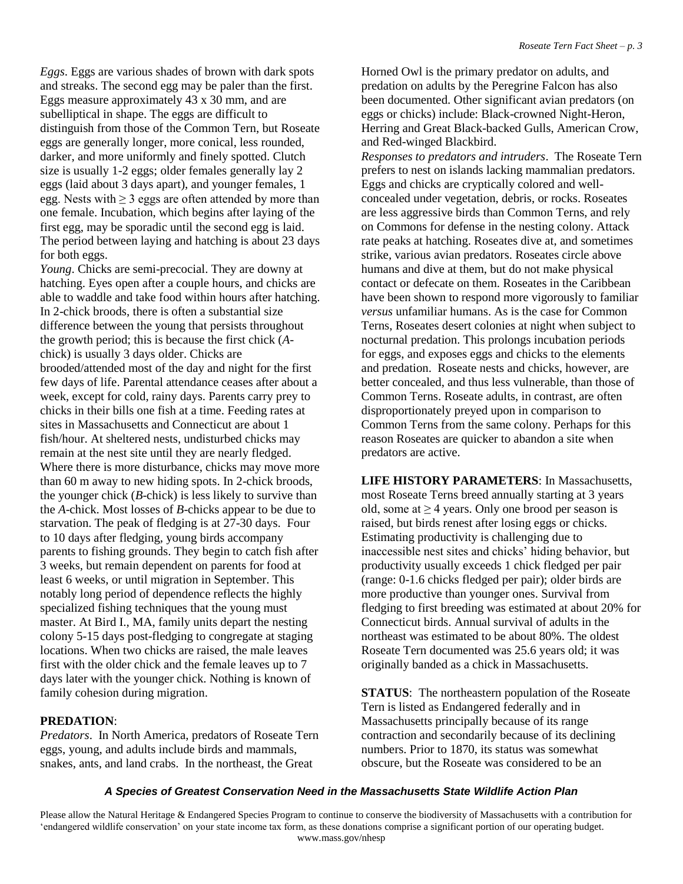*Eggs*. Eggs are various shades of brown with dark spots and streaks. The second egg may be paler than the first. Eggs measure approximately 43 x 30 mm, and are subelliptical in shape. The eggs are difficult to distinguish from those of the Common Tern, but Roseate eggs are generally longer, more conical, less rounded, darker, and more uniformly and finely spotted. Clutch size is usually 1-2 eggs; older females generally lay 2 eggs (laid about 3 days apart), and younger females, 1 egg. Nests with ≥ 3 eggs are often attended by more than one female. Incubation, which begins after laying of the first egg, may be sporadic until the second egg is laid. The period between laying and hatching is about 23 days for both eggs.

*Young*. Chicks are semi-precocial. They are downy at hatching. Eyes open after a couple hours, and chicks are able to waddle and take food within hours after hatching. In 2-chick broods, there is often a substantial size difference between the young that persists throughout the growth period; this is because the first chick (*A*-chick) is usually 3 days older. Chicks are brooded/attended most of the day and night for the first few days of life. Parental attendance ceases after about a week, except for cold, rainy days. Parents carry prey to chicks in their bills one fish at a time. Feeding rates at sites in Massachusetts and Connecticut are about 1 fish/hour. At sheltered nests, undisturbed chicks may remain at the nest site until they are nearly fledged. Where there is more disturbance, chicks may move more than 60 m away to new hiding spots. In 2-chick broods, the younger chick (*B*-chick) is less likely to survive than the *A*-chick. Most losses of *B*-chicks appear to be due to starvation. The peak of fledging is at 27-30 days. Four to 10 days after fledging, young birds accompany parents to fishing grounds. They begin to catch fish after 3 weeks, but remain dependent on parents for food at least 6 weeks, or until migration in September. This notably long period of dependence reflects the highly specialized fishing techniques that the young must master. At Bird I., MA, family units depart the nesting colony 5-15 days post-fledging to congregate at staging locations. When two chicks are raised, the male leaves first with the older chick and the female leaves up to 7 days later with the younger chick. Nothing is known of family cohesion during migration.

**PREDATION**:

*Predators*. In North America, predators of Roseate Tern eggs, young, and adults include birds and mammals, snakes, ants, and land crabs. In the northeast, the Great Horned Owl is the primary predator on adults, and predation on adults by the Peregrine Falcon has also been documented. Other significant avian predators (on eggs or chicks) include: Black-crowned Night-Heron, Herring and Great Black-backed Gulls, American Crow, and Red-winged Blackbird.

*Responses to predators and intruders*. The Roseate Tern prefers to nest on islands lacking mammalian predators. Eggs and chicks are cryptically colored and well-concealed under vegetation, debris, or rocks. Roseates are less aggressive birds than Common Terns, and rely on Commons for defense in the nesting colony. Attack rate peaks at hatching. Roseates dive at, and sometimes strike, various avian predators. Roseates circle above humans and dive at them, but do not make physical contact or defecate on them. Roseates in the Caribbean have been shown to respond more vigorously to familiar *versus* unfamiliar humans. As is the case for Common Terns, Roseates desert colonies at night when subject to nocturnal predation. This prolongs incubation periods for eggs, and exposes eggs and chicks to the elements and predation. Roseate nests and chicks, however, are better concealed, and thus less vulnerable, than those of Common Terns. Roseate adults, in contrast, are often disproportionately preyed upon in comparison to Common Terns from the same colony. Perhaps for this reason Roseates are quicker to abandon a site when predators are active.

**LIFE HISTORY PARAMETERS**: In Massachusetts, most Roseate Terns breed annually starting at 3 years old, some at ≥ 4 years. Only one brood per season is raised, but birds renest after losing eggs or chicks. Estimating productivity is challenging due to inaccessible nest sites and chicks' hiding behavior, but productivity usually exceeds 1 chick fledged per pair (range: 0-1.6 chicks fledged per pair); older birds are more productive than younger ones. Survival from fledging to first breeding was estimated at about 20% for Connecticut birds. Annual survival of adults in the northeast was estimated to be about 80%. The oldest Roseate Tern documented was 25.6 years old; it was originally banded as a chick in Massachusetts.

**STATUS**: The northeastern population of the Roseate Tern is listed as Endangered federally and in Massachusetts principally because of its range contraction and secondarily because of its declining numbers. Prior to 1870, its status was somewhat obscure, but the Roseate was considered to be an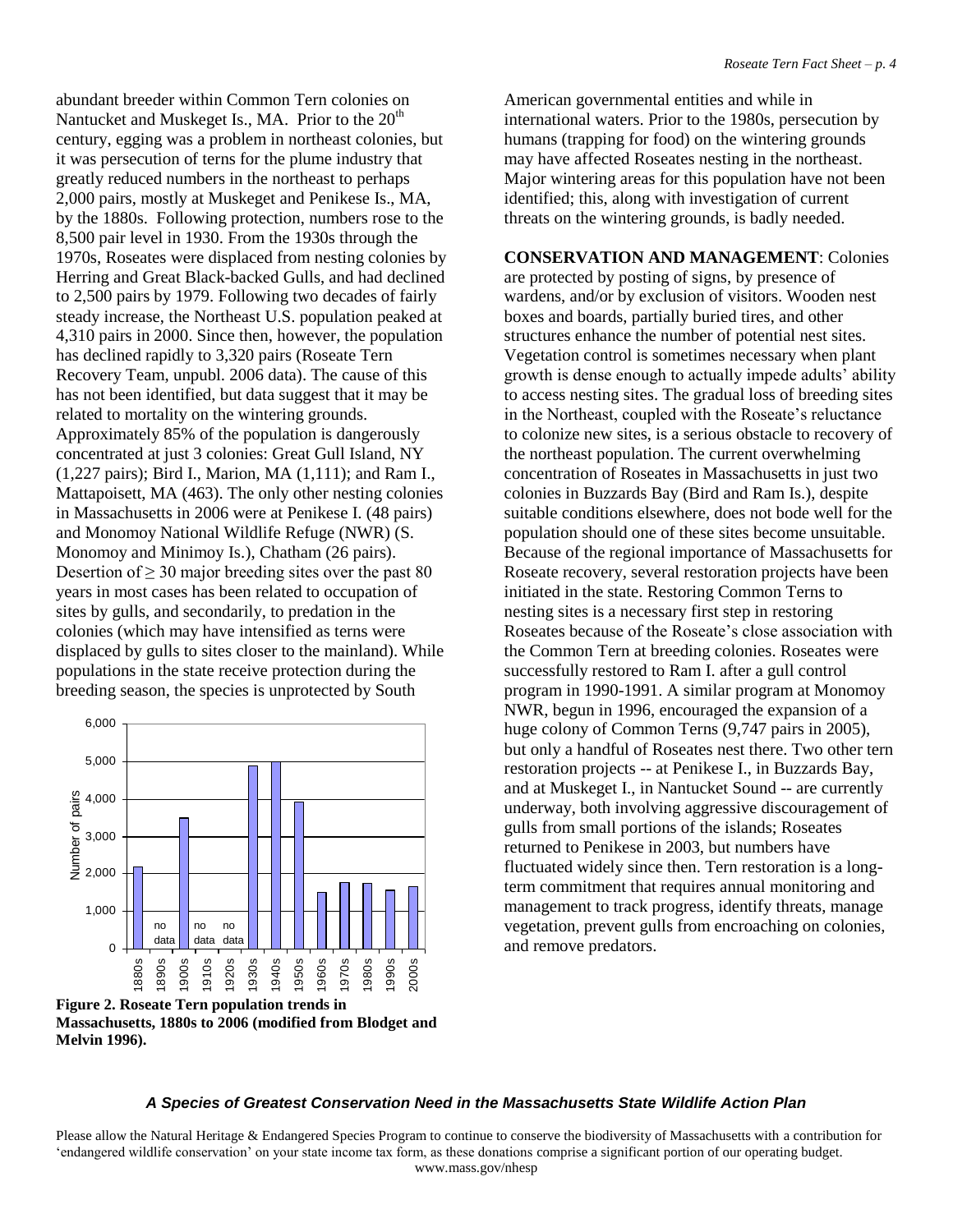abundant breeder within Common Tern colonies on Nantucket and Muskeget Is., MA. Prior to the 20th century, egging was a problem in northeast colonies, but it was persecution of terns for the plume industry that greatly reduced numbers in the northeast to perhaps 2,000 pairs, mostly at Muskeget and Penikese Is., MA, by the 1880s. Following protection, numbers rose to the 8,500 pair level in 1930. From the 1930s through the 1970s, Roseates were displaced from nesting colonies by Herring and Great Black-backed Gulls, and had declined to 2,500 pairs by 1979. Following two decades of fairly steady increase, the Northeast U.S. population peaked at 4,310 pairs in 2000. Since then, however, the population has declined rapidly to 3,320 pairs (Roseate Tern Recovery Team, unpubl. 2006 data). The cause of this has not been identified, but data suggest that it may be related to mortality on the wintering grounds. Approximately 85% of the population is dangerously concentrated at just 3 colonies: Great Gull Island, NY (1,227 pairs); Bird I., Marion, MA (1,111); and Ram I., Mattapoisett, MA (463). The only other nesting colonies in Massachusetts in 2006 were at Penikese I. (48 pairs) and Monomoy National Wildlife Refuge (NWR) (S. Monomoy and Minimoy Is.), Chatham (26 pairs). Desertion of ≥ 30 major breeding sites over the past 80 years in most cases has been related to occupation of sites by gulls, and secondarily, to predation in the colonies (which may have intensified as terns were displaced by gulls to sites closer to the mainland). While populations in the state receive protection during the breeding season, the species is unprotected by South American governmental entities and while in international waters. Prior to the 1980s, persecution by humans (trapping for food) on the wintering grounds may have affected Roseates nesting in the northeast. Major wintering areas for this population have not been identified; this, along with investigation of current threats on the wintering grounds, is badly needed.

**Figure 2. Roseate Tern population trends in Massachusetts, 1880s to 2006 (modified from Blodget and Melvin 1996).**

**CONSERVATION AND MANAGEMENT**: Colonies are protected by posting of signs, by presence of wardens, and/or by exclusion of visitors. Wooden nest boxes and boards, partially buried tires, and other structures enhance the number of potential nest sites. Vegetation control is sometimes necessary when plant growth is dense enough to actually impede adults' ability to access nesting sites. The gradual loss of breeding sites in the Northeast, coupled with the Roseate's reluctance to colonize new sites, is a serious obstacle to recovery of the northeast population. The current overwhelming concentration of Roseates in Massachusetts in just two colonies in Buzzards Bay (Bird and Ram Is.), despite suitable conditions elsewhere, does not bode well for the population should one of these sites become unsuitable. Because of the regional importance of Massachusetts for Roseate recovery, several restoration projects have been initiated in the state. Restoring Common Terns to nesting sites is a necessary first step in restoring Roseates because of the Roseate's close association with the Common Tern at breeding colonies. Roseates were successfully restored to Ram I. after a gull control program in 1990-1991. A similar program at Monomoy NWR, begun in 1996, encouraged the expansion of a huge colony of Common Terns (9,747 pairs in 2005), but only a handful of Roseates nest there. Two other tern restoration projects -- at Penikese I., in Buzzards Bay, and at Muskeget I., in Nantucket Sound -- are currently underway, both involving aggressive discouragement of gulls from small portions of the islands; Roseates returned to Penikese in 2003, but numbers have fluctuated widely since then. Tern restoration is a long-term commitment that requires annual monitoring and management to track progress, identify threats, manage vegetation, prevent gulls from encroaching on colonies, and remove predators.

***A Species of Greatest Conservation Need in the Massachusetts State Wildlife Action Plan***

Please allow the Natural Heritage & Endangered Species Program to continue to conserve the biodiversity of Massachusetts with a contribution for 'endangered wildlife conservation' on your state income tax form, as these donations comprise a significant portion of our operating budget.
www.mass.gov/nhesp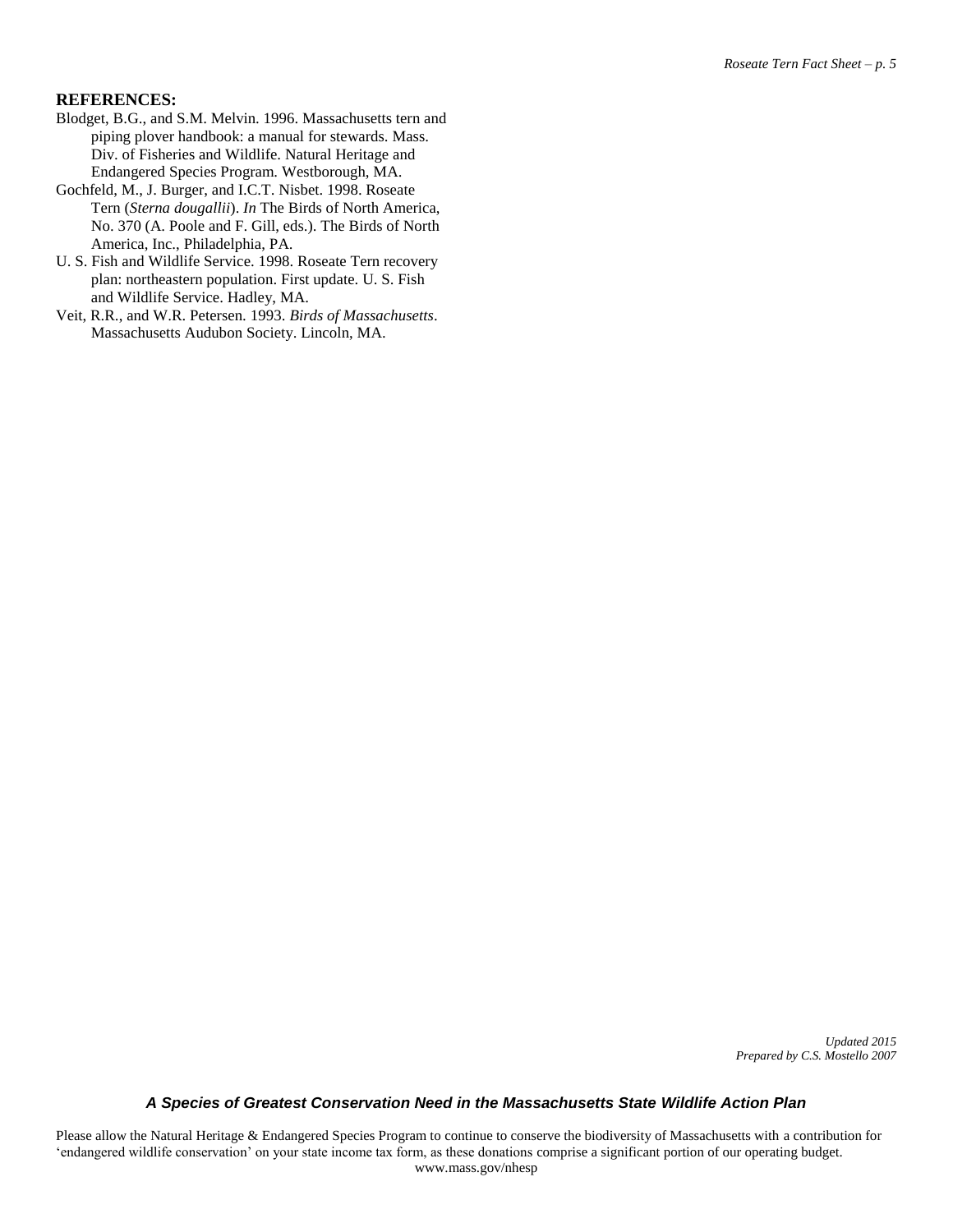## REFERENCES:

Blodget, B.G., and S.M. Melvin. 1996. Massachusetts tern and piping plover handbook: a manual for stewards. Mass. Div. of Fisheries and Wildlife. Natural Heritage and Endangered Species Program. Westborough, MA.

Gochfeld, M., J. Burger, and I.C.T. Nisbet. 1998. Roseate Tern (*Sterna dougallii*). *In* The Birds of North America, No. 370 (A. Poole and F. Gill, eds.). The Birds of North America, Inc., Philadelphia, PA.

U. S. Fish and Wildlife Service. 1998. Roseate Tern recovery plan: northeastern population. First update. U. S. Fish and Wildlife Service. Hadley, MA.

Veit, R.R., and W.R. Petersen. 1993. *Birds of Massachusetts*. Massachusetts Audubon Society. Lincoln, MA.

*Updated 2015*
*Prepared by C.S. Mostello 2007*

***A Species of Greatest Conservation Need in the Massachusetts State Wildlife Action Plan***

Please allow the Natural Heritage & Endangered Species Program to continue to conserve the biodiversity of Massachusetts with a contribution for 'endangered wildlife conservation' on your state income tax form, as these donations comprise a significant portion of our operating budget.
www.mass.gov/nhesp